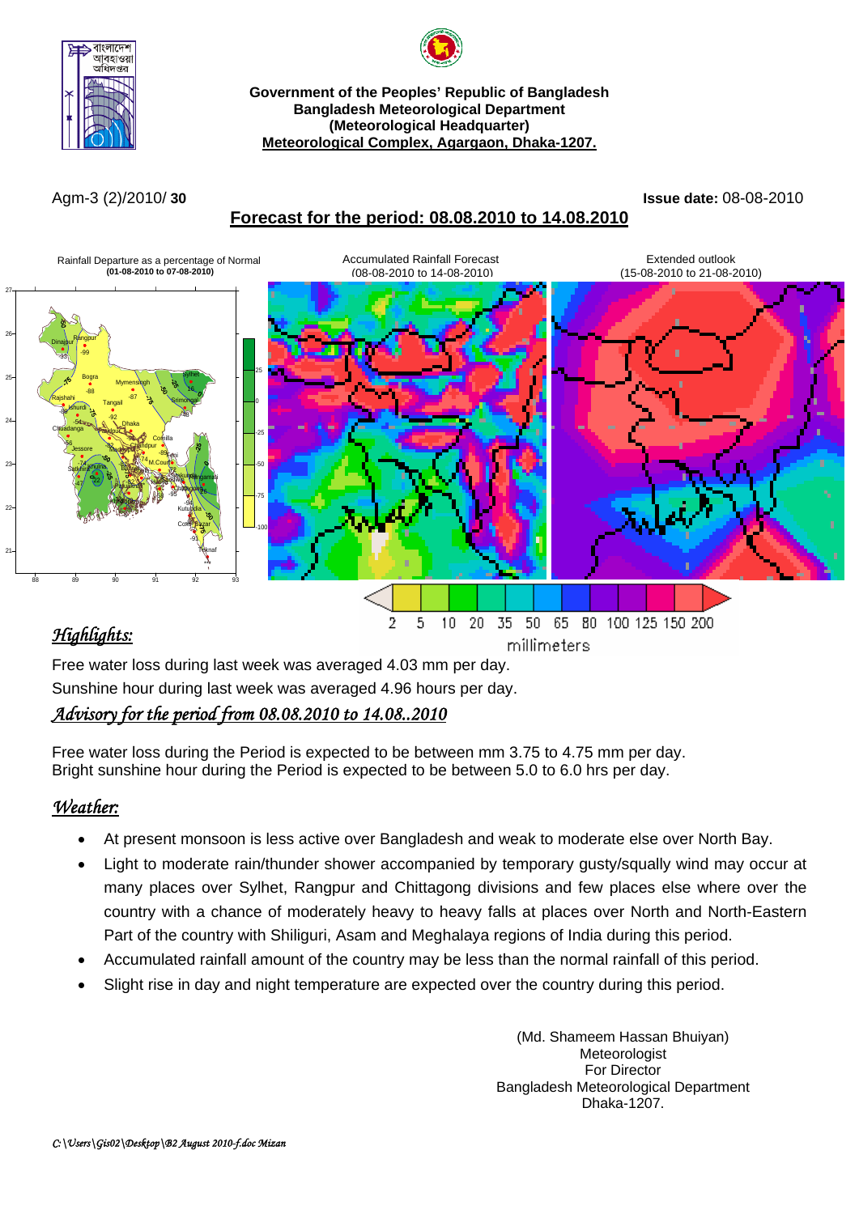Government of the Peoples' Republic of Bangladesh
Bangladesh Meteorological Department
(Meteorological Headquarter)
Meteorological Complex, Agargaon, Dhaka-1207.

Agm-3 (2)/2010/ **30**

**Issue date:** 08-08-2010

## Forecast for the period: 08.08.2010 to 14.08.2010

Rainfall Departure as a percentage of Normal **(01-08-2010 to 07-08-2010)**

Accumulated Rainfall Forecast (08-08-2010 to 14-08-2010)

Extended outlook (15-08-2010 to 21-08-2010)

2 5 10 20 35 50 65 80 100 125 150 200
millimeters

## *Highlights:*

Free water loss during last week was averaged 4.03 mm per day.

Sunshine hour during last week was averaged 4.96 hours per day.

## *Advisory for the period from 08.08.2010 to 14.08..2010*

Free water loss during the Period is expected to be between mm 3.75 to 4.75 mm per day.
Bright sunshine hour during the Period is expected to be between 5.0 to 6.0 hrs per day.

## *Weather:*

- At present monsoon is less active over Bangladesh and weak to moderate else over North Bay.
- Light to moderate rain/thunder shower accompanied by temporary gusty/squally wind may occur at many places over Sylhet, Rangpur and Chittagong divisions and few places else where over the country with a chance of moderately heavy to heavy falls at places over North and North-Eastern Part of the country with Shiliguri, Asam and Meghalaya regions of India during this period.
- Accumulated rainfall amount of the country may be less than the normal rainfall of this period.
- Slight rise in day and night temperature are expected over the country during this period.

(Md. Shameem Hassan Bhuiyan)
Meteorologist
For Director
Bangladesh Meteorological Department
Dhaka-1207.

*C:\Users\Gis02\Desktop\B2 August 2010-f.doc Mizan*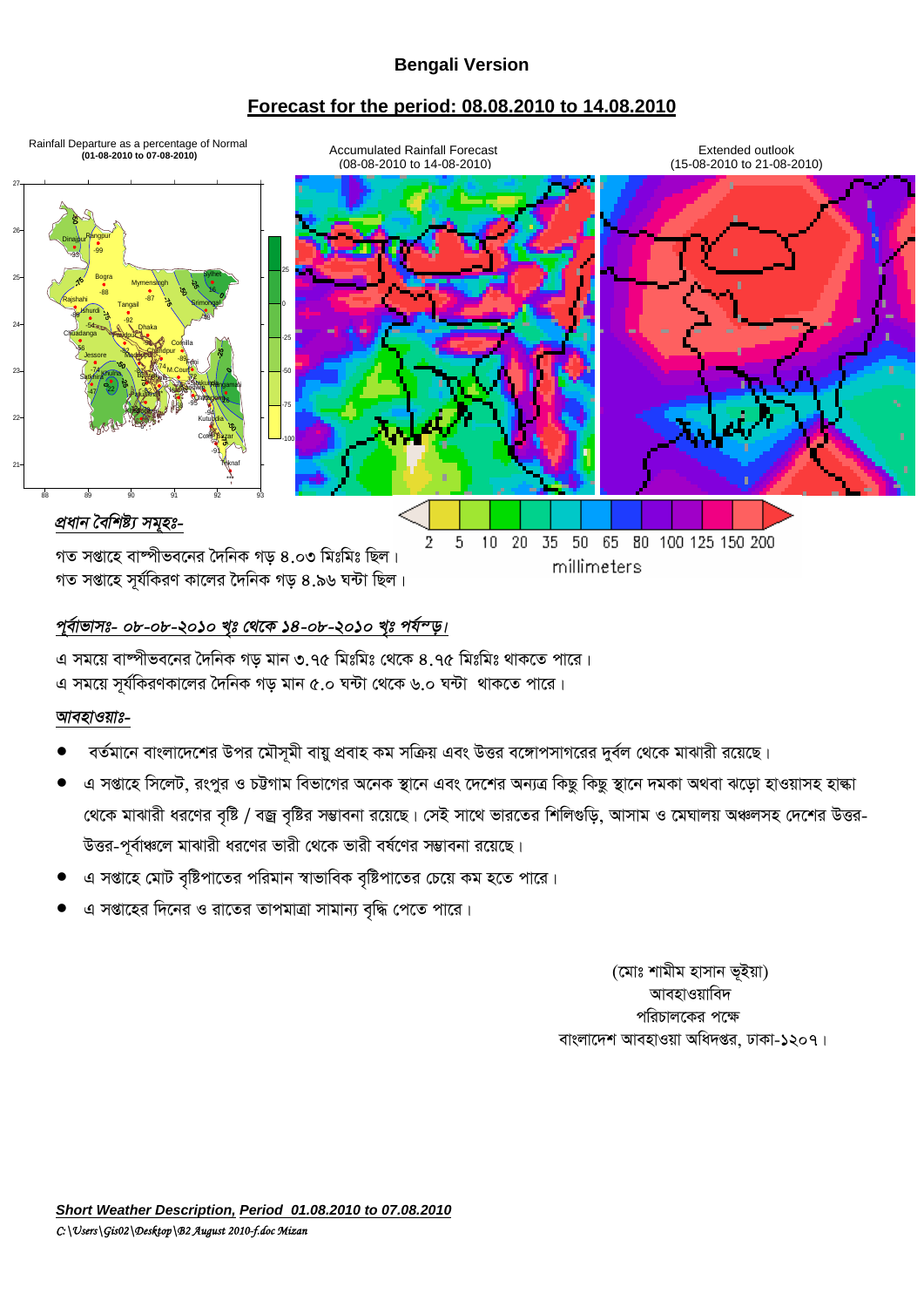## Bengali Version

## Forecast for the period: 08.08.2010 to 14.08.2010

Rainfall Departure as a percentage of Normal **(01-08-2010 to 07-08-2010)**

Accumulated Rainfall Forecast (08-08-2010 to 14-08-2010)

Extended outlook (15-08-2010 to 21-08-2010)

2 5 10 20 35 50 65 80 100 125 150 200

millimeters

### *প্রধান বৈশিষ্ট্য সমূহঃ-*

গত সপ্তাহে বাষ্পীভবনের দৈনিক গড় ৪.০৩ মিঃমিঃ ছিল।
গত সপ্তাহে সূর্যকিরণ কালের দৈনিক গড় ৪.৯৬ ঘন্টা ছিল।

### *পূর্বাভাসঃ- ০৮-০৮-২০১০ খৃঃ থেকে ১৪-০৮-২০১০ খৃঃ পর্যন্ত।*

এ সময়ে বাষ্পীভবনের দৈনিক গড় মান ৩.৭৫ মিঃমিঃ থেকে ৪.৭৫ মিঃমিঃ থাকতে পারে।
এ সময়ে সূর্যকিরণকালের দৈনিক গড় মান ৫.০ ঘন্টা থেকে ৬.০ ঘন্টা থাকতে পারে।

### *আবহাওয়াঃ-*

- বর্তমানে বাংলাদেশের উপর মৌসুমী বায়ু প্রবাহ কম সক্রিয় এবং উত্তর বঙ্গোপসাগরের দুর্বল থেকে মাঝারী রয়েছে।
- এ সপ্তাহে সিলেট, রংপুর ও চট্টগ্রাম বিভাগের অনেক স্থানে এবং দেশের অন্যত্র কিছু কিছু স্থানে দমকা অথবা ঝড়ো হাওয়াসহ হাল্কা থেকে মাঝারী ধরণের বৃষ্টি / বজ্র বৃষ্টির সম্ভাবনা রয়েছে। সেই সাথে ভারতের শিলিগুড়ি, আসাম ও মেঘালয় অঞ্চলসহ দেশের উত্তর-উত্তর-পূর্বাঞ্চলে মাঝারী ধরণের ভারী থেকে ভারী বর্ষণের সম্ভাবনা রয়েছে।
- এ সপ্তাহে মোট বৃষ্টিপাতের পরিমান স্বাভাবিক বৃষ্টিপাতের চেয়ে কম হতে পারে।
- এ সপ্তাহের দিনের ও রাতের তাপমাত্রা সামান্য বৃদ্ধি পেতে পারে।

(মোঃ শামীম হাসান ভূইয়া)
আবহাওয়াবিদ
পরিচালকের পক্ষে
বাংলাদেশ আবহাওয়া অধিদপ্তর, ঢাকা-১২০৭।

***Short Weather Description, Period 01.08.2010 to 07.08.2010***

*C:\Users\Gis02\Desktop\B2 August 2010-f.doc Mizan*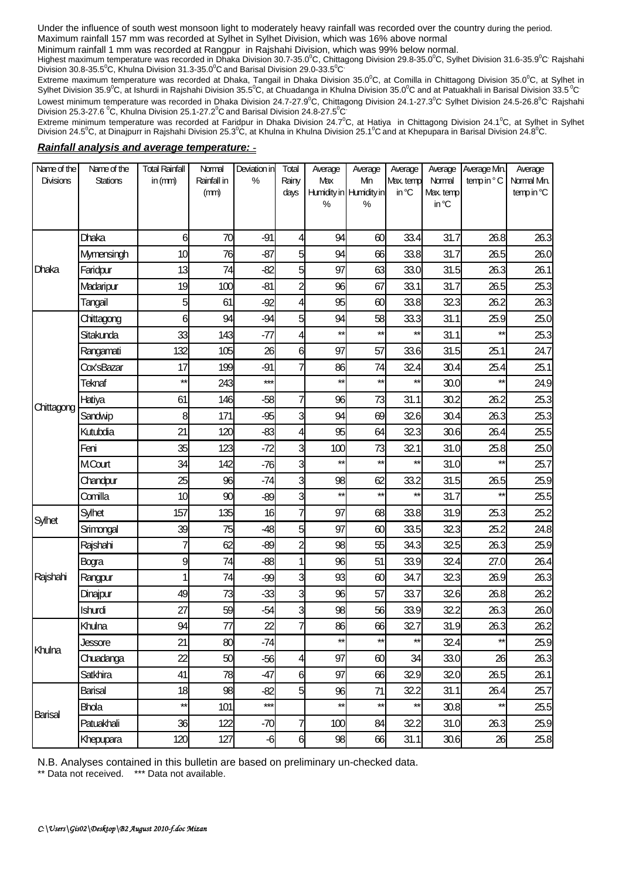Under the influence of south west monsoon light to moderately heavy rainfall was recorded over the country during the period.
Maximum rainfall 157 mm was recorded at Sylhet in Sylhet Division, which was 16% above normal
Minimum rainfall 1 mm was recorded at Rangpur in Rajshahi Division, which was 99% below normal.
Highest maximum temperature was recorded in Dhaka Division 30.7-35.0°C, Chittagong Division 29.8-35.0°C, Sylhet Division 31.6-35.9°C, Rajshahi Division 30.8-35.5°C, Khulna Division 31.3-35.0°C and Barisal Division 29.0-33.5°C.
Extreme maximum temperature was recorded at Dhaka, Tangail in Dhaka Division 35.0°C, at Comilla in Chittagong Division 35.0°C, at Sylhet in Sylhet Division 35.9°C, at Ishurdi in Rajshahi Division 35.5°C, at Chuadanga in Khulna Division 35.0°C and at Patuakhali in Barisal Division 33.5°C.
Lowest minimum temperature was recorded in Dhaka Division 24.7-27.9°C, Chittagong Division 24.1-27.3°C, Sylhet Division 24.5-26.8°C, Rajshahi Division 25.3-27.6 °C, Khulna Division 25.1-27.2°C and Barisal Division 24.8-27.5°C.
Extreme minimum temperature was recorded at Faridpur in Dhaka Division 24.7°C, at Hatiya in Chittagong Division 24.1°C, at Sylhet in Sylhet Division 24.5°C, at Dinajpurr in Rajshahi Division 25.3°C, at Khulna in Khulna Division 25.1°C and at Khepupara in Barisal Division 24.8°C.

***Rainfall analysis and average temperature: -***

| Name of the Divisions | Name of the Stations | Total Rainfall in (mm) | Normal Rainfall in (mm) | Deviation in % | Total Rainy days | Average Max Humidity in % | Average Min Humidity in % | Average Max. temp in °C | Average Normal Max. temp in °C | Average Min. temp in ° C | Average Normal Min. temp in °C |
|---|---|---|---|---|---|---|---|---|---|---|---|
| Dhaka | Dhaka | 6 | 70 | -91 | 4 | 94 | 60 | 33.4 | 31.7 | 26.8 | 26.3 |
| | Mymensingh | 10 | 76 | -87 | 5 | 94 | 66 | 33.8 | 31.7 | 26.5 | 26.0 |
| | Faridpur | 13 | 74 | -82 | 5 | 97 | 63 | 33.0 | 31.5 | 26.3 | 26.1 |
| | Madaripur | 19 | 100 | -81 | 2 | 96 | 67 | 33.1 | 31.7 | 26.5 | 25.3 |
| | Tangail | 5 | 61 | -92 | 4 | 95 | 60 | 33.8 | 32.3 | 26.2 | 26.3 |
| Chittagong | Chittagong | 6 | 94 | -94 | 5 | 94 | 58 | 33.3 | 31.1 | 25.9 | 25.0 |
| | Sitakunda | 33 | 143 | -77 | 4 | ** | ** | ** | 31.1 | ** | 25.3 |
| | Rangamati | 132 | 105 | 26 | 6 | 97 | 57 | 33.6 | 31.5 | 25.1 | 24.7 |
| | Cox'sBazar | 17 | 199 | -91 | 7 | 86 | 74 | 32.4 | 30.4 | 25.4 | 25.1 |
| | Teknaf | ** | 243 | *** | | ** | ** | ** | 30.0 | ** | 24.9 |
| | Hatiya | 61 | 146 | -58 | 7 | 96 | 73 | 31.1 | 30.2 | 26.2 | 25.3 |
| | Sandwip | 8 | 171 | -95 | 3 | 94 | 69 | 32.6 | 30.4 | 26.3 | 25.3 |
| | Kutubdia | 21 | 120 | -83 | 4 | 95 | 64 | 32.3 | 30.6 | 26.4 | 25.5 |
| | Feni | 35 | 123 | -72 | 3 | 100 | 73 | 32.1 | 31.0 | 25.8 | 25.0 |
| | M.Court | 34 | 142 | -76 | 3 | ** | ** | ** | 31.0 | ** | 25.7 |
| | Chandpur | 25 | 96 | -74 | 3 | 98 | 62 | 33.2 | 31.5 | 26.5 | 25.9 |
| | Comilla | 10 | 90 | -89 | 3 | ** | ** | ** | 31.7 | ** | 25.5 |
| Sylhet | Sylhet | 157 | 135 | 16 | 7 | 97 | 68 | 33.8 | 31.9 | 25.3 | 25.2 |
| | Srimongal | 39 | 75 | -48 | 5 | 97 | 60 | 33.5 | 32.3 | 25.2 | 24.8 |
| Rajshahi | Rajshahi | 7 | 62 | -89 | 2 | 98 | 55 | 34.3 | 32.5 | 26.3 | 25.9 |
| | Bogra | 9 | 74 | -88 | 1 | 96 | 51 | 33.9 | 32.4 | 27.0 | 26.4 |
| | Rangpur | 1 | 74 | -99 | 3 | 93 | 60 | 34.7 | 32.3 | 26.9 | 26.3 |
| | Dinajpur | 49 | 73 | -33 | 3 | 96 | 57 | 33.7 | 32.6 | 26.8 | 26.2 |
| | Ishurdi | 27 | 59 | -54 | 3 | 98 | 56 | 33.9 | 32.2 | 26.3 | 26.0 |
| Khulna | Khulna | 94 | 77 | 22 | 7 | 86 | 66 | 32.7 | 31.9 | 26.3 | 26.2 |
| | Jessore | 21 | 80 | -74 | | ** | ** | ** | 32.4 | ** | 25.9 |
| | Chuadanga | 22 | 50 | -56 | 4 | 97 | 60 | 34 | 33.0 | 26 | 26.3 |
| | Satkhira | 41 | 78 | -47 | 6 | 97 | 66 | 32.9 | 32.0 | 26.5 | 26.1 |
| Barisal | Barisal | 18 | 98 | -82 | 5 | 96 | 71 | 32.2 | 31.1 | 26.4 | 25.7 |
| | Bhola | ** | 101 | *** | | ** | ** | ** | 30.8 | ** | 25.5 |
| | Patuakhali | 36 | 122 | -70 | 7 | 100 | 84 | 32.2 | 31.0 | 26.3 | 25.9 |
| | Khepupara | 120 | 127 | -6 | 6 | 98 | 66 | 31.1 | 30.6 | 26 | 25.8 |

N.B. Analyses contained in this bulletin are based on preliminary un-checked data.
** Data not received. *** Data not available.

*C:\Users\Gis02\Desktop\B2 August 2010-f.doc Mizan*